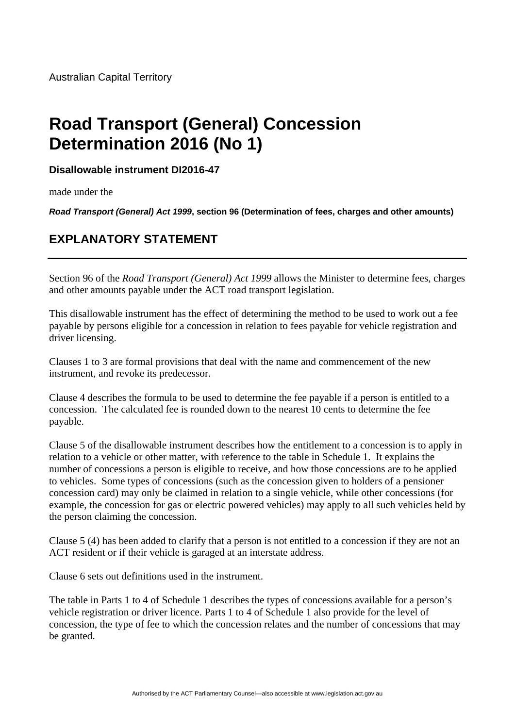Australian Capital Territory

# Road Transport (General) Concession Determination 2016 (No 1)

**Disallowable instrument DI2016-47**

made under the

***Road Transport (General) Act 1999*, section 96 (Determination of fees, charges and other amounts)**

## EXPLANATORY STATEMENT

---

Section 96 of the *Road Transport (General) Act 1999* allows the Minister to determine fees, charges and other amounts payable under the ACT road transport legislation.

This disallowable instrument has the effect of determining the method to be used to work out a fee payable by persons eligible for a concession in relation to fees payable for vehicle registration and driver licensing.

Clauses 1 to 3 are formal provisions that deal with the name and commencement of the new instrument, and revoke its predecessor.

Clause 4 describes the formula to be used to determine the fee payable if a person is entitled to a concession. The calculated fee is rounded down to the nearest 10 cents to determine the fee payable.

Clause 5 of the disallowable instrument describes how the entitlement to a concession is to apply in relation to a vehicle or other matter, with reference to the table in Schedule 1. It explains the number of concessions a person is eligible to receive, and how those concessions are to be applied to vehicles. Some types of concessions (such as the concession given to holders of a pensioner concession card) may only be claimed in relation to a single vehicle, while other concessions (for example, the concession for gas or electric powered vehicles) may apply to all such vehicles held by the person claiming the concession.

Clause 5 (4) has been added to clarify that a person is not entitled to a concession if they are not an ACT resident or if their vehicle is garaged at an interstate address.

Clause 6 sets out definitions used in the instrument.

The table in Parts 1 to 4 of Schedule 1 describes the types of concessions available for a person's vehicle registration or driver licence. Parts 1 to 4 of Schedule 1 also provide for the level of concession, the type of fee to which the concession relates and the number of concessions that may be granted.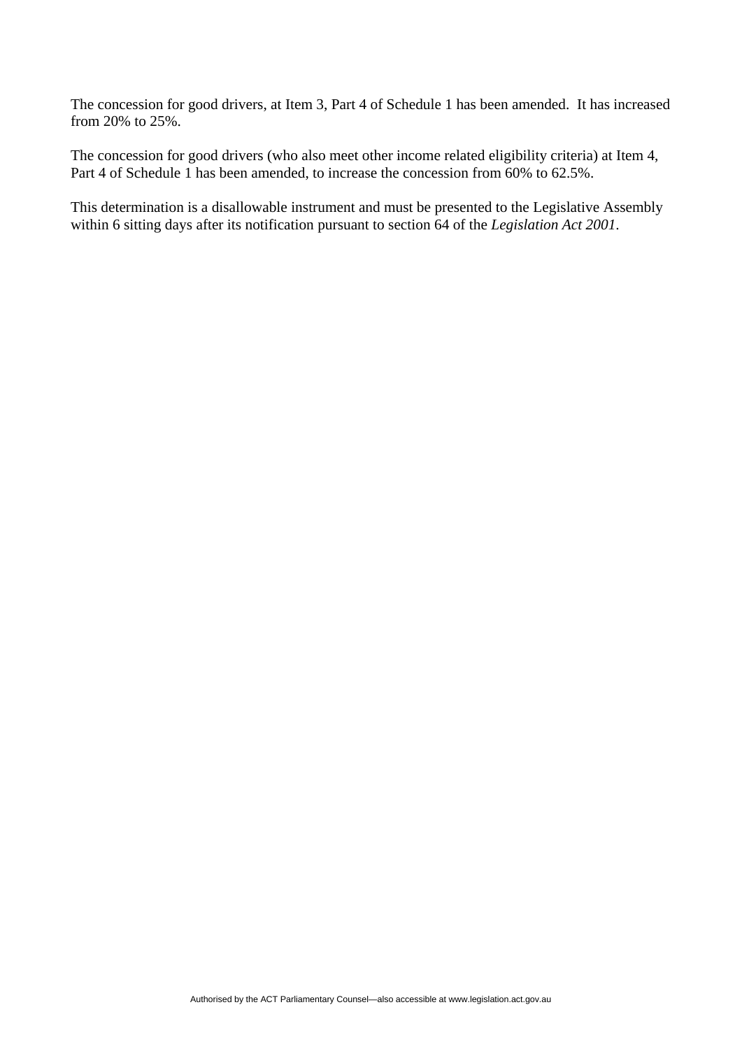The concession for good drivers, at Item 3, Part 4 of Schedule 1 has been amended. It has increased from 20% to 25%.

The concession for good drivers (who also meet other income related eligibility criteria) at Item 4, Part 4 of Schedule 1 has been amended, to increase the concession from 60% to 62.5%.

This determination is a disallowable instrument and must be presented to the Legislative Assembly within 6 sitting days after its notification pursuant to section 64 of the *Legislation Act 2001*.